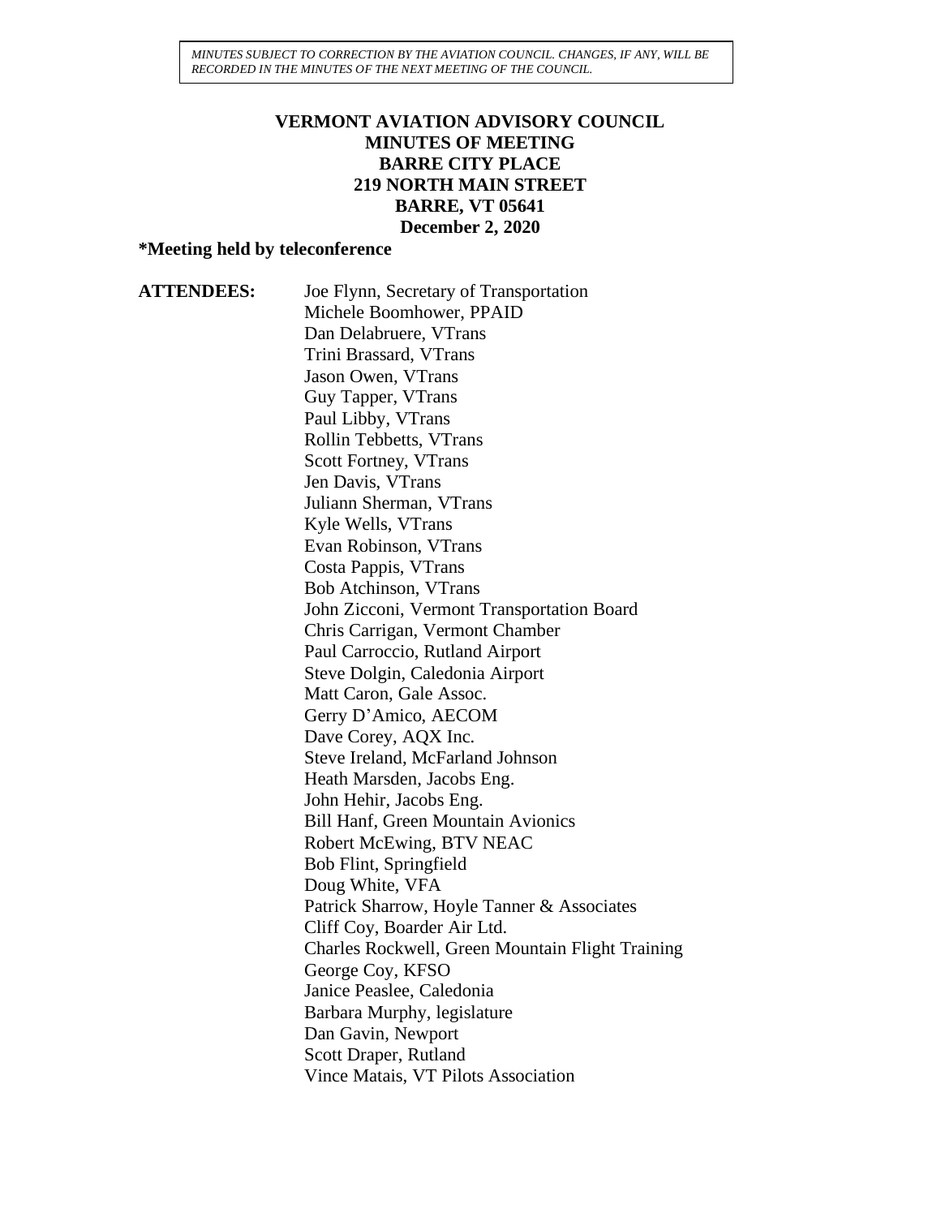*MINUTES SUBJECT TO CORRECTION BY THE AVIATION COUNCIL. CHANGES, IF ANY, WILL BE RECORDED IN THE MINUTES OF THE NEXT MEETING OF THE COUNCIL.*

# VERMONT AVIATION ADVISORY COUNCIL
## MINUTES OF MEETING
## BARRE CITY PLACE
## 219 NORTH MAIN STREET
## BARRE, VT 05641
## December 2, 2020

**\*Meeting held by teleconference**

**ATTENDEES:**

Joe Flynn, Secretary of Transportation
Michele Boomhower, PPAID
Dan Delabruere, VTrans
Trini Brassard, VTrans
Jason Owen, VTrans
Guy Tapper, VTrans
Paul Libby, VTrans
Rollin Tebbetts, VTrans
Scott Fortney, VTrans
Jen Davis, VTrans
Juliann Sherman, VTrans
Kyle Wells, VTrans
Evan Robinson, VTrans
Costa Pappis, VTrans
Bob Atchinson, VTrans
John Zicconi, Vermont Transportation Board
Chris Carrigan, Vermont Chamber
Paul Carroccio, Rutland Airport
Steve Dolgin, Caledonia Airport
Matt Caron, Gale Assoc.
Gerry D'Amico, AECOM
Dave Corey, AQX Inc.
Steve Ireland, McFarland Johnson
Heath Marsden, Jacobs Eng.
John Hehir, Jacobs Eng.
Bill Hanf, Green Mountain Avionics
Robert McEwing, BTV NEAC
Bob Flint, Springfield
Doug White, VFA
Patrick Sharrow, Hoyle Tanner & Associates
Cliff Coy, Boarder Air Ltd.
Charles Rockwell, Green Mountain Flight Training
George Coy, KFSO
Janice Peaslee, Caledonia
Barbara Murphy, legislature
Dan Gavin, Newport
Scott Draper, Rutland
Vince Matais, VT Pilots Association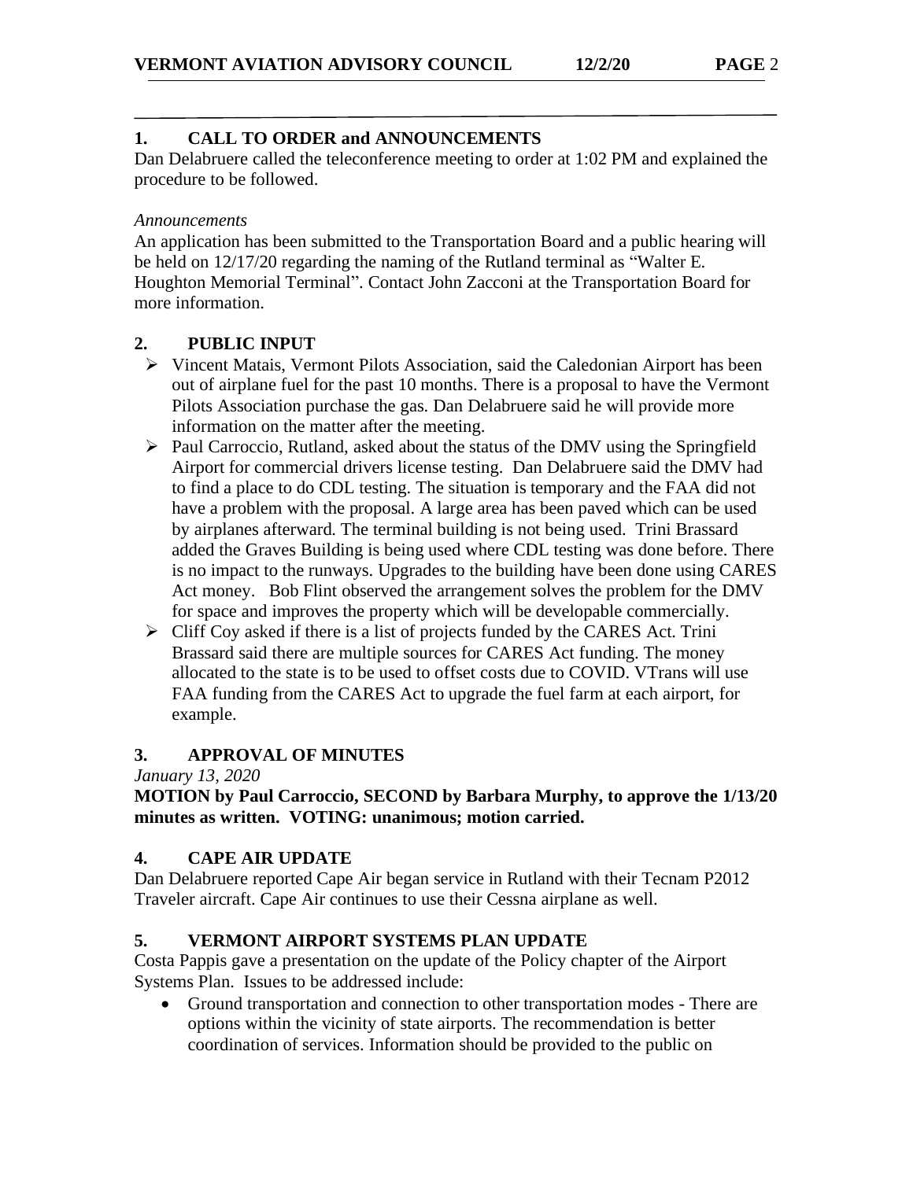## 1. CALL TO ORDER and ANNOUNCEMENTS

Dan Delabruere called the teleconference meeting to order at 1:02 PM and explained the procedure to be followed.

*Announcements*

An application has been submitted to the Transportation Board and a public hearing will be held on 12/17/20 regarding the naming of the Rutland terminal as "Walter E. Houghton Memorial Terminal". Contact John Zacconi at the Transportation Board for more information.

## 2. PUBLIC INPUT

- Vincent Matais, Vermont Pilots Association, said the Caledonian Airport has been out of airplane fuel for the past 10 months. There is a proposal to have the Vermont Pilots Association purchase the gas. Dan Delabruere said he will provide more information on the matter after the meeting.
- Paul Carroccio, Rutland, asked about the status of the DMV using the Springfield Airport for commercial drivers license testing. Dan Delabruere said the DMV had to find a place to do CDL testing. The situation is temporary and the FAA did not have a problem with the proposal. A large area has been paved which can be used by airplanes afterward. The terminal building is not being used. Trini Brassard added the Graves Building is being used where CDL testing was done before. There is no impact to the runways. Upgrades to the building have been done using CARES Act money. Bob Flint observed the arrangement solves the problem for the DMV for space and improves the property which will be developable commercially.
- Cliff Coy asked if there is a list of projects funded by the CARES Act. Trini Brassard said there are multiple sources for CARES Act funding. The money allocated to the state is to be used to offset costs due to COVID. VTrans will use FAA funding from the CARES Act to upgrade the fuel farm at each airport, for example.

## 3. APPROVAL OF MINUTES

*January 13, 2020*

**MOTION by Paul Carroccio, SECOND by Barbara Murphy, to approve the 1/13/20 minutes as written. VOTING: unanimous; motion carried.**

## 4. CAPE AIR UPDATE

Dan Delabruere reported Cape Air began service in Rutland with their Tecnam P2012 Traveler aircraft. Cape Air continues to use their Cessna airplane as well.

## 5. VERMONT AIRPORT SYSTEMS PLAN UPDATE

Costa Pappis gave a presentation on the update of the Policy chapter of the Airport Systems Plan. Issues to be addressed include:

- Ground transportation and connection to other transportation modes - There are options within the vicinity of state airports. The recommendation is better coordination of services. Information should be provided to the public on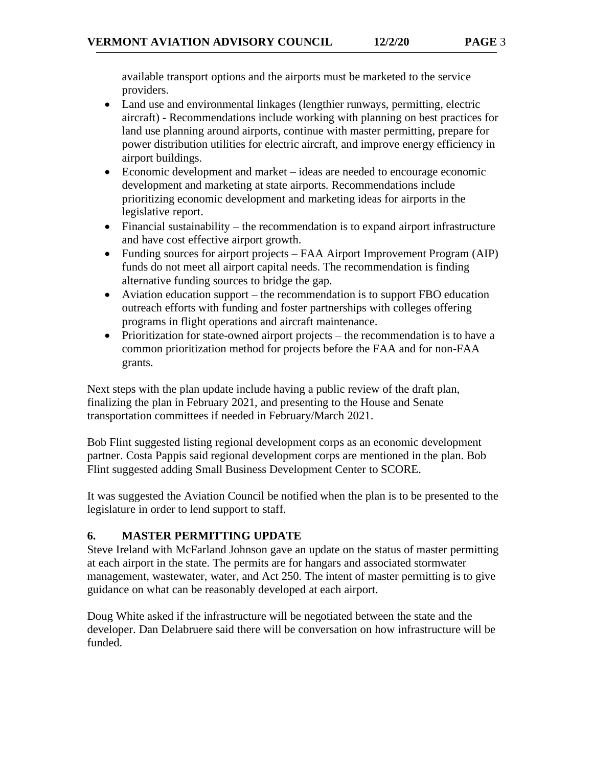available transport options and the airports must be marketed to the service providers.

- Land use and environmental linkages (lengthier runways, permitting, electric aircraft) - Recommendations include working with planning on best practices for land use planning around airports, continue with master permitting, prepare for power distribution utilities for electric aircraft, and improve energy efficiency in airport buildings.
- Economic development and market – ideas are needed to encourage economic development and marketing at state airports. Recommendations include prioritizing economic development and marketing ideas for airports in the legislative report.
- Financial sustainability – the recommendation is to expand airport infrastructure and have cost effective airport growth.
- Funding sources for airport projects – FAA Airport Improvement Program (AIP) funds do not meet all airport capital needs. The recommendation is finding alternative funding sources to bridge the gap.
- Aviation education support – the recommendation is to support FBO education outreach efforts with funding and foster partnerships with colleges offering programs in flight operations and aircraft maintenance.
- Prioritization for state-owned airport projects – the recommendation is to have a common prioritization method for projects before the FAA and for non-FAA grants.

Next steps with the plan update include having a public review of the draft plan, finalizing the plan in February 2021, and presenting to the House and Senate transportation committees if needed in February/March 2021.

Bob Flint suggested listing regional development corps as an economic development partner. Costa Pappis said regional development corps are mentioned in the plan. Bob Flint suggested adding Small Business Development Center to SCORE.

It was suggested the Aviation Council be notified when the plan is to be presented to the legislature in order to lend support to staff.

## 6. MASTER PERMITTING UPDATE

Steve Ireland with McFarland Johnson gave an update on the status of master permitting at each airport in the state. The permits are for hangars and associated stormwater management, wastewater, water, and Act 250. The intent of master permitting is to give guidance on what can be reasonably developed at each airport.

Doug White asked if the infrastructure will be negotiated between the state and the developer. Dan Delabruere said there will be conversation on how infrastructure will be funded.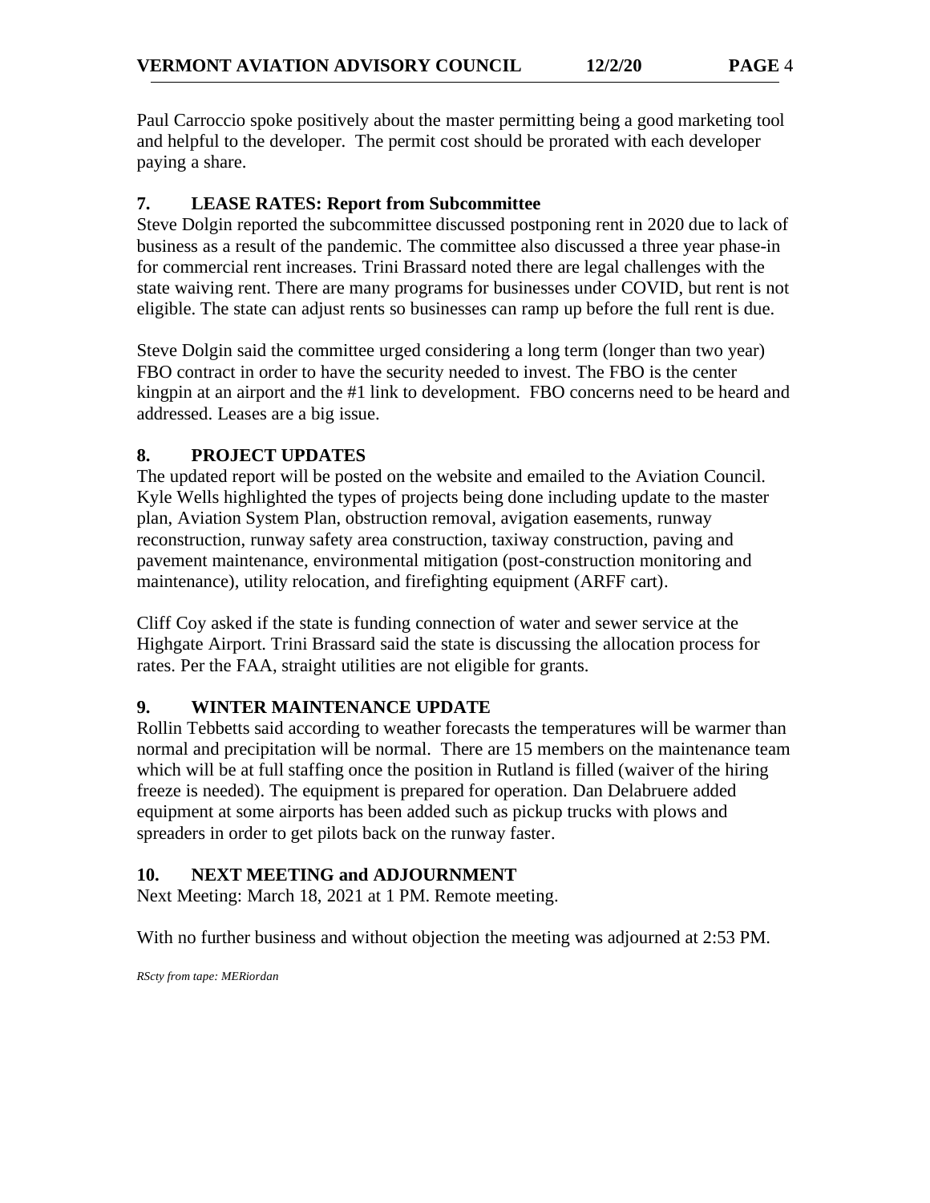Paul Carroccio spoke positively about the master permitting being a good marketing tool and helpful to the developer. The permit cost should be prorated with each developer paying a share.

## 7. LEASE RATES: Report from Subcommittee

Steve Dolgin reported the subcommittee discussed postponing rent in 2020 due to lack of business as a result of the pandemic. The committee also discussed a three year phase-in for commercial rent increases. Trini Brassard noted there are legal challenges with the state waiving rent. There are many programs for businesses under COVID, but rent is not eligible. The state can adjust rents so businesses can ramp up before the full rent is due.

Steve Dolgin said the committee urged considering a long term (longer than two year) FBO contract in order to have the security needed to invest. The FBO is the center kingpin at an airport and the #1 link to development. FBO concerns need to be heard and addressed. Leases are a big issue.

## 8. PROJECT UPDATES

The updated report will be posted on the website and emailed to the Aviation Council. Kyle Wells highlighted the types of projects being done including update to the master plan, Aviation System Plan, obstruction removal, avigation easements, runway reconstruction, runway safety area construction, taxiway construction, paving and pavement maintenance, environmental mitigation (post-construction monitoring and maintenance), utility relocation, and firefighting equipment (ARFF cart).

Cliff Coy asked if the state is funding connection of water and sewer service at the Highgate Airport. Trini Brassard said the state is discussing the allocation process for rates. Per the FAA, straight utilities are not eligible for grants.

## 9. WINTER MAINTENANCE UPDATE

Rollin Tebbetts said according to weather forecasts the temperatures will be warmer than normal and precipitation will be normal. There are 15 members on the maintenance team which will be at full staffing once the position in Rutland is filled (waiver of the hiring freeze is needed). The equipment is prepared for operation. Dan Delabruere added equipment at some airports has been added such as pickup trucks with plows and spreaders in order to get pilots back on the runway faster.

## 10. NEXT MEETING and ADJOURNMENT

Next Meeting: March 18, 2021 at 1 PM. Remote meeting.

With no further business and without objection the meeting was adjourned at 2:53 PM.

*RScty from tape: MERiordan*